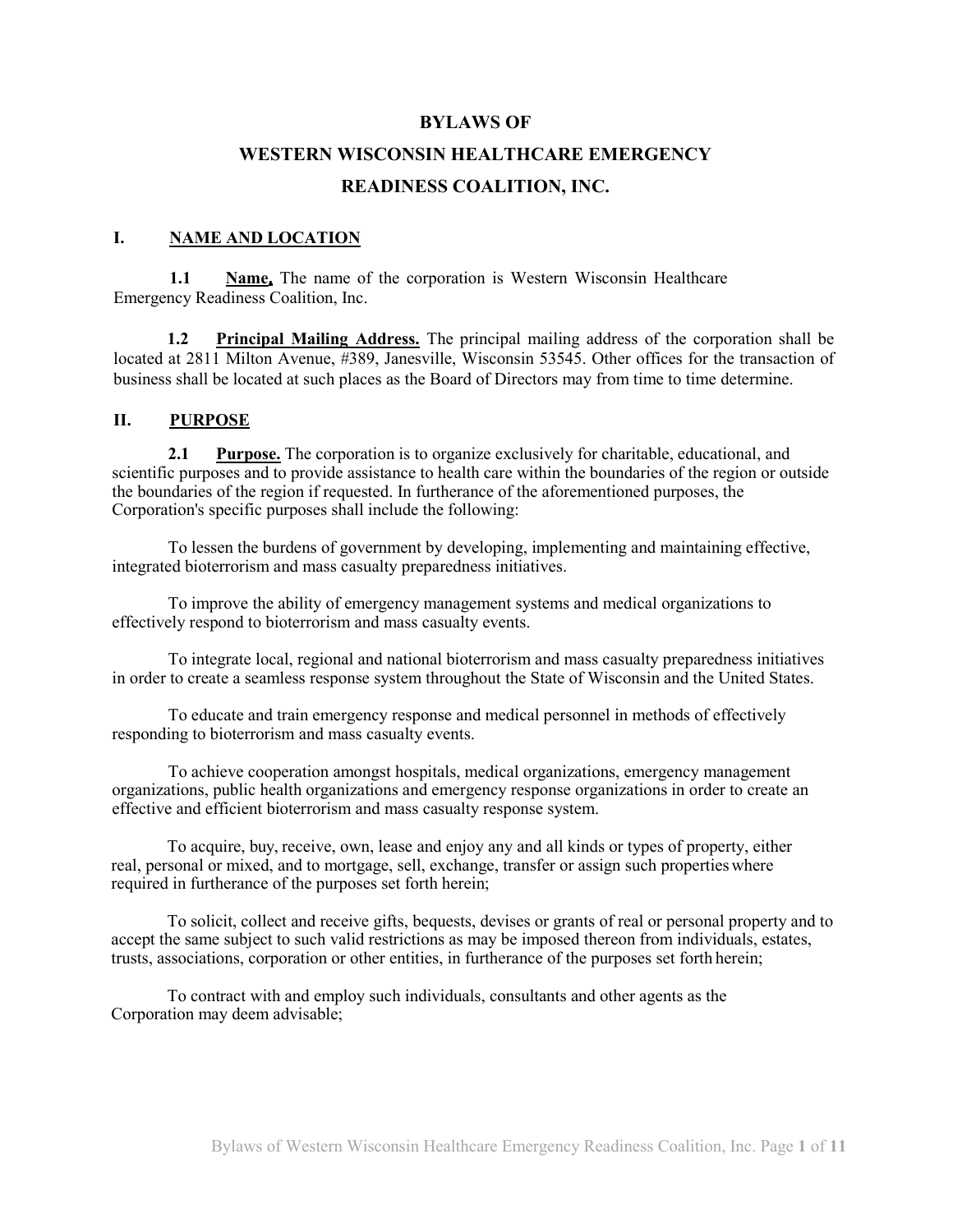# BYLAWS OF
# WESTERN WISCONSIN HEALTHCARE EMERGENCY READINESS COALITION, INC.

## I. NAME AND LOCATION

**1.1 Name.** The name of the corporation is Western Wisconsin Healthcare Emergency Readiness Coalition, Inc.

**1.2 Principal Mailing Address.** The principal mailing address of the corporation shall be located at 2811 Milton Avenue, #389, Janesville, Wisconsin 53545. Other offices for the transaction of business shall be located at such places as the Board of Directors may from time to time determine.

## II. PURPOSE

**2.1 Purpose.** The corporation is to organize exclusively for charitable, educational, and scientific purposes and to provide assistance to health care within the boundaries of the region or outside the boundaries of the region if requested. In furtherance of the aforementioned purposes, the Corporation's specific purposes shall include the following:

To lessen the burdens of government by developing, implementing and maintaining effective, integrated bioterrorism and mass casualty preparedness initiatives.

To improve the ability of emergency management systems and medical organizations to effectively respond to bioterrorism and mass casualty events.

To integrate local, regional and national bioterrorism and mass casualty preparedness initiatives in order to create a seamless response system throughout the State of Wisconsin and the United States.

To educate and train emergency response and medical personnel in methods of effectively responding to bioterrorism and mass casualty events.

To achieve cooperation amongst hospitals, medical organizations, emergency management organizations, public health organizations and emergency response organizations in order to create an effective and efficient bioterrorism and mass casualty response system.

To acquire, buy, receive, own, lease and enjoy any and all kinds or types of property, either real, personal or mixed, and to mortgage, sell, exchange, transfer or assign such properties where required in furtherance of the purposes set forth herein;

To solicit, collect and receive gifts, bequests, devises or grants of real or personal property and to accept the same subject to such valid restrictions as may be imposed thereon from individuals, estates, trusts, associations, corporation or other entities, in furtherance of the purposes set forth herein;

To contract with and employ such individuals, consultants and other agents as the Corporation may deem advisable;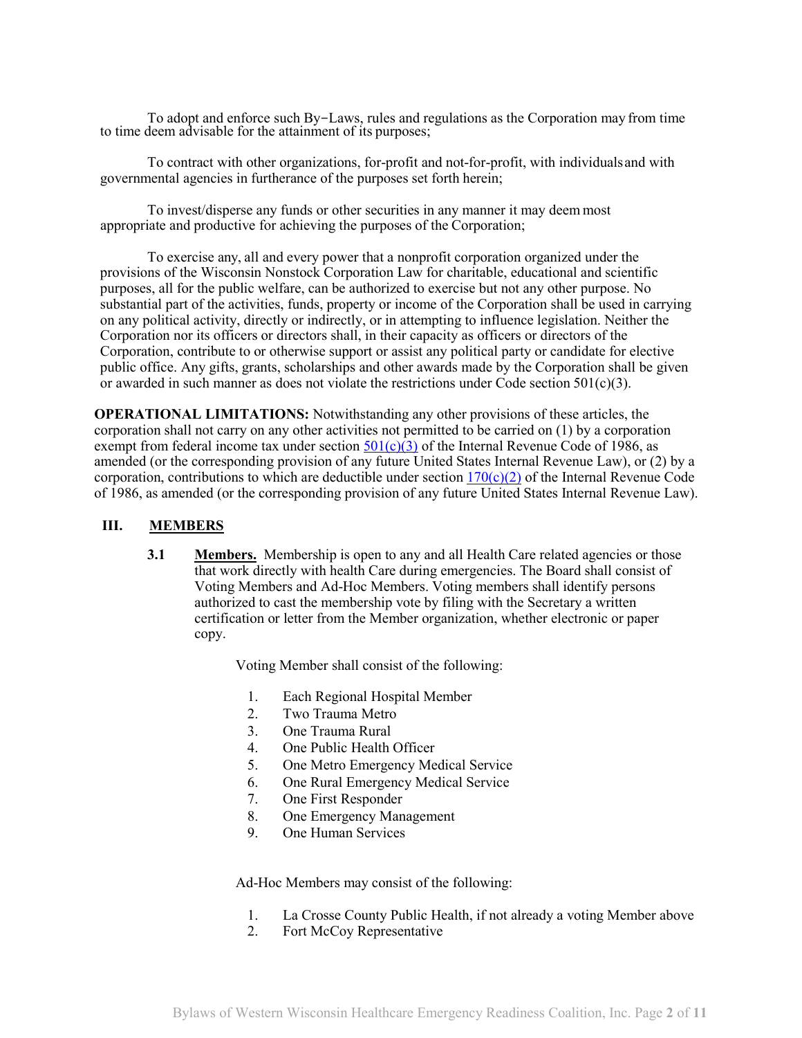To adopt and enforce such By-Laws, rules and regulations as the Corporation may from time to time deem advisable for the attainment of its purposes;

To contract with other organizations, for-profit and not-for-profit, with individuals and with governmental agencies in furtherance of the purposes set forth herein;

To invest/disperse any funds or other securities in any manner it may deem most appropriate and productive for achieving the purposes of the Corporation;

To exercise any, all and every power that a nonprofit corporation organized under the provisions of the Wisconsin Nonstock Corporation Law for charitable, educational and scientific purposes, all for the public welfare, can be authorized to exercise but not any other purpose. No substantial part of the activities, funds, property or income of the Corporation shall be used in carrying on any political activity, directly or indirectly, or in attempting to influence legislation. Neither the Corporation nor its officers or directors shall, in their capacity as officers or directors of the Corporation, contribute to or otherwise support or assist any political party or candidate for elective public office. Any gifts, grants, scholarships and other awards made by the Corporation shall be given or awarded in such manner as does not violate the restrictions under Code section 501(c)(3).

**OPERATIONAL LIMITATIONS:** Notwithstanding any other provisions of these articles, the corporation shall not carry on any other activities not permitted to be carried on (1) by a corporation exempt from federal income tax under section 501(c)(3) of the Internal Revenue Code of 1986, as amended (or the corresponding provision of any future United States Internal Revenue Law), or (2) by a corporation, contributions to which are deductible under section 170(c)(2) of the Internal Revenue Code of 1986, as amended (or the corresponding provision of any future United States Internal Revenue Law).

## III. MEMBERS

**3.1 Members.** Membership is open to any and all Health Care related agencies or those that work directly with health Care during emergencies. The Board shall consist of Voting Members and Ad-Hoc Members. Voting members shall identify persons authorized to cast the membership vote by filing with the Secretary a written certification or letter from the Member organization, whether electronic or paper copy.

Voting Member shall consist of the following:

1. Each Regional Hospital Member
2. Two Trauma Metro
3. One Trauma Rural
4. One Public Health Officer
5. One Metro Emergency Medical Service
6. One Rural Emergency Medical Service
7. One First Responder
8. One Emergency Management
9. One Human Services

Ad-Hoc Members may consist of the following:

1. La Crosse County Public Health, if not already a voting Member above
2. Fort McCoy Representative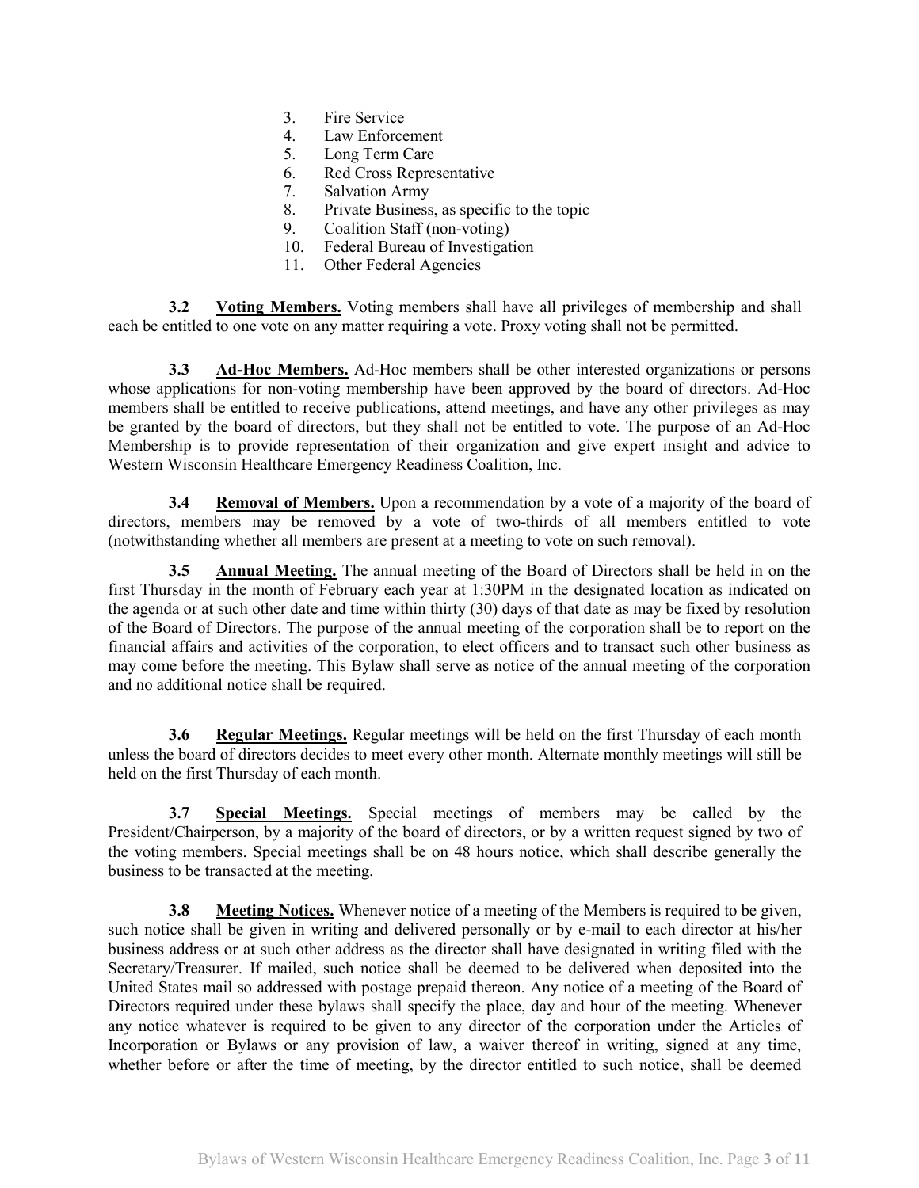3. Fire Service
4. Law Enforcement
5. Long Term Care
6. Red Cross Representative
7. Salvation Army
8. Private Business, as specific to the topic
9. Coalition Staff (non-voting)
10. Federal Bureau of Investigation
11. Other Federal Agencies

**3.2 Voting Members.** Voting members shall have all privileges of membership and shall each be entitled to one vote on any matter requiring a vote. Proxy voting shall not be permitted.

**3.3 Ad-Hoc Members.** Ad-Hoc members shall be other interested organizations or persons whose applications for non-voting membership have been approved by the board of directors. Ad-Hoc members shall be entitled to receive publications, attend meetings, and have any other privileges as may be granted by the board of directors, but they shall not be entitled to vote. The purpose of an Ad-Hoc Membership is to provide representation of their organization and give expert insight and advice to Western Wisconsin Healthcare Emergency Readiness Coalition, Inc.

**3.4 Removal of Members.** Upon a recommendation by a vote of a majority of the board of directors, members may be removed by a vote of two-thirds of all members entitled to vote (notwithstanding whether all members are present at a meeting to vote on such removal).

**3.5 Annual Meeting.** The annual meeting of the Board of Directors shall be held in on the first Thursday in the month of February each year at 1:30PM in the designated location as indicated on the agenda or at such other date and time within thirty (30) days of that date as may be fixed by resolution of the Board of Directors. The purpose of the annual meeting of the corporation shall be to report on the financial affairs and activities of the corporation, to elect officers and to transact such other business as may come before the meeting. This Bylaw shall serve as notice of the annual meeting of the corporation and no additional notice shall be required.

**3.6 Regular Meetings.** Regular meetings will be held on the first Thursday of each month unless the board of directors decides to meet every other month. Alternate monthly meetings will still be held on the first Thursday of each month.

**3.7 Special Meetings.** Special meetings of members may be called by the President/Chairperson, by a majority of the board of directors, or by a written request signed by two of the voting members. Special meetings shall be on 48 hours notice, which shall describe generally the business to be transacted at the meeting.

**3.8 Meeting Notices.** Whenever notice of a meeting of the Members is required to be given, such notice shall be given in writing and delivered personally or by e-mail to each director at his/her business address or at such other address as the director shall have designated in writing filed with the Secretary/Treasurer. If mailed, such notice shall be deemed to be delivered when deposited into the United States mail so addressed with postage prepaid thereon. Any notice of a meeting of the Board of Directors required under these bylaws shall specify the place, day and hour of the meeting. Whenever any notice whatever is required to be given to any director of the corporation under the Articles of Incorporation or Bylaws or any provision of law, a waiver thereof in writing, signed at any time, whether before or after the time of meeting, by the director entitled to such notice, shall be deemed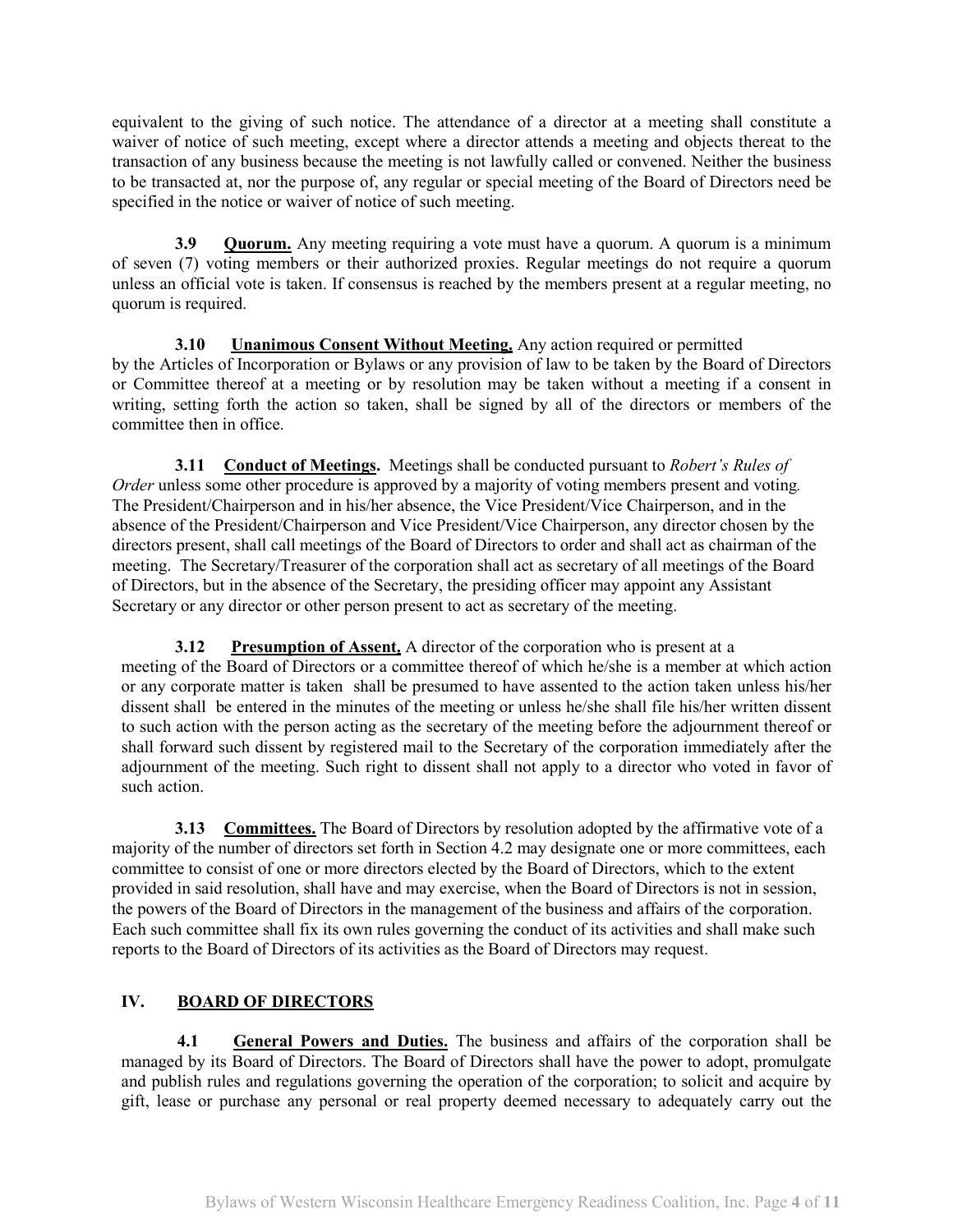equivalent to the giving of such notice. The attendance of a director at a meeting shall constitute a waiver of notice of such meeting, except where a director attends a meeting and objects thereat to the transaction of any business because the meeting is not lawfully called or convened. Neither the business to be transacted at, nor the purpose of, any regular or special meeting of the Board of Directors need be specified in the notice or waiver of notice of such meeting.

**3.9 Quorum.** Any meeting requiring a vote must have a quorum. A quorum is a minimum of seven (7) voting members or their authorized proxies. Regular meetings do not require a quorum unless an official vote is taken. If consensus is reached by the members present at a regular meeting, no quorum is required.

**3.10 Unanimous Consent Without Meeting.** Any action required or permitted by the Articles of Incorporation or Bylaws or any provision of law to be taken by the Board of Directors or Committee thereof at a meeting or by resolution may be taken without a meeting if a consent in writing, setting forth the action so taken, shall be signed by all of the directors or members of the committee then in office.

**3.11 Conduct of Meetings.** Meetings shall be conducted pursuant to *Robert's Rules of Order* unless some other procedure is approved by a majority of voting members present and voting. The President/Chairperson and in his/her absence, the Vice President/Vice Chairperson, and in the absence of the President/Chairperson and Vice President/Vice Chairperson, any director chosen by the directors present, shall call meetings of the Board of Directors to order and shall act as chairman of the meeting. The Secretary/Treasurer of the corporation shall act as secretary of all meetings of the Board of Directors, but in the absence of the Secretary, the presiding officer may appoint any Assistant Secretary or any director or other person present to act as secretary of the meeting.

**3.12 Presumption of Assent.** A director of the corporation who is present at a meeting of the Board of Directors or a committee thereof of which he/she is a member at which action or any corporate matter is taken shall be presumed to have assented to the action taken unless his/her dissent shall be entered in the minutes of the meeting or unless he/she shall file his/her written dissent to such action with the person acting as the secretary of the meeting before the adjournment thereof or shall forward such dissent by registered mail to the Secretary of the corporation immediately after the adjournment of the meeting. Such right to dissent shall not apply to a director who voted in favor of such action.

**3.13 Committees.** The Board of Directors by resolution adopted by the affirmative vote of a majority of the number of directors set forth in Section 4.2 may designate one or more committees, each committee to consist of one or more directors elected by the Board of Directors, which to the extent provided in said resolution, shall have and may exercise, when the Board of Directors is not in session, the powers of the Board of Directors in the management of the business and affairs of the corporation. Each such committee shall fix its own rules governing the conduct of its activities and shall make such reports to the Board of Directors of its activities as the Board of Directors may request.

## IV. BOARD OF DIRECTORS

**4.1 General Powers and Duties.** The business and affairs of the corporation shall be managed by its Board of Directors. The Board of Directors shall have the power to adopt, promulgate and publish rules and regulations governing the operation of the corporation; to solicit and acquire by gift, lease or purchase any personal or real property deemed necessary to adequately carry out the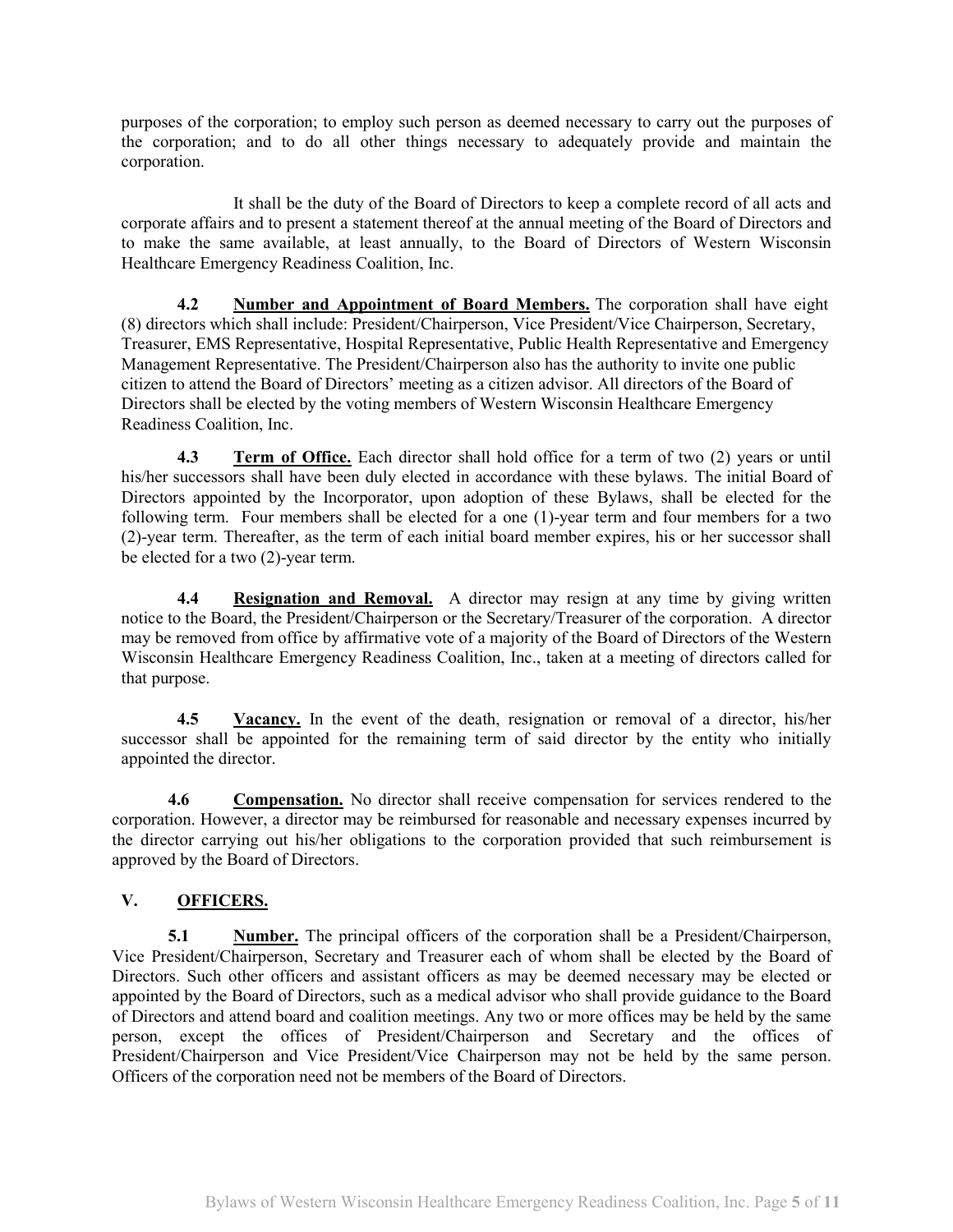purposes of the corporation; to employ such person as deemed necessary to carry out the purposes of the corporation; and to do all other things necessary to adequately provide and maintain the corporation.

It shall be the duty of the Board of Directors to keep a complete record of all acts and corporate affairs and to present a statement thereof at the annual meeting of the Board of Directors and to make the same available, at least annually, to the Board of Directors of Western Wisconsin Healthcare Emergency Readiness Coalition, Inc.

**4.2 Number and Appointment of Board Members.** The corporation shall have eight (8) directors which shall include: President/Chairperson, Vice President/Vice Chairperson, Secretary, Treasurer, EMS Representative, Hospital Representative, Public Health Representative and Emergency Management Representative. The President/Chairperson also has the authority to invite one public citizen to attend the Board of Directors' meeting as a citizen advisor. All directors of the Board of Directors shall be elected by the voting members of Western Wisconsin Healthcare Emergency Readiness Coalition, Inc.

**4.3 Term of Office.** Each director shall hold office for a term of two (2) years or until his/her successors shall have been duly elected in accordance with these bylaws. The initial Board of Directors appointed by the Incorporator, upon adoption of these Bylaws, shall be elected for the following term. Four members shall be elected for a one (1)-year term and four members for a two (2)-year term. Thereafter, as the term of each initial board member expires, his or her successor shall be elected for a two (2)-year term.

**4.4 Resignation and Removal.** A director may resign at any time by giving written notice to the Board, the President/Chairperson or the Secretary/Treasurer of the corporation. A director may be removed from office by affirmative vote of a majority of the Board of Directors of the Western Wisconsin Healthcare Emergency Readiness Coalition, Inc., taken at a meeting of directors called for that purpose.

**4.5 Vacancy.** In the event of the death, resignation or removal of a director, his/her successor shall be appointed for the remaining term of said director by the entity who initially appointed the director.

**4.6 Compensation.** No director shall receive compensation for services rendered to the corporation. However, a director may be reimbursed for reasonable and necessary expenses incurred by the director carrying out his/her obligations to the corporation provided that such reimbursement is approved by the Board of Directors.

## V. OFFICERS.

**5.1 Number.** The principal officers of the corporation shall be a President/Chairperson, Vice President/Chairperson, Secretary and Treasurer each of whom shall be elected by the Board of Directors. Such other officers and assistant officers as may be deemed necessary may be elected or appointed by the Board of Directors, such as a medical advisor who shall provide guidance to the Board of Directors and attend board and coalition meetings. Any two or more offices may be held by the same person, except the offices of President/Chairperson and Secretary and the offices of President/Chairperson and Vice President/Vice Chairperson may not be held by the same person. Officers of the corporation need not be members of the Board of Directors.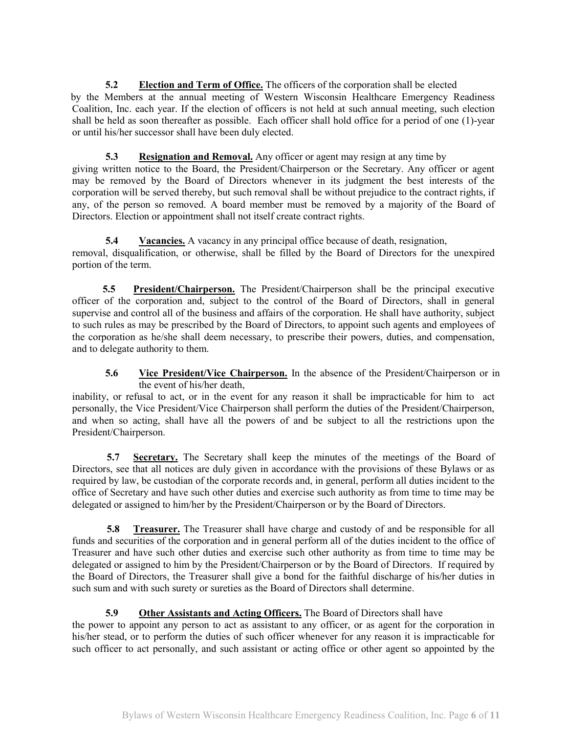**5.2 Election and Term of Office.** The officers of the corporation shall be elected by the Members at the annual meeting of Western Wisconsin Healthcare Emergency Readiness Coalition, Inc. each year. If the election of officers is not held at such annual meeting, such election shall be held as soon thereafter as possible. Each officer shall hold office for a period of one (1)-year or until his/her successor shall have been duly elected.

**5.3 Resignation and Removal.** Any officer or agent may resign at any time by giving written notice to the Board, the President/Chairperson or the Secretary. Any officer or agent may be removed by the Board of Directors whenever in its judgment the best interests of the corporation will be served thereby, but such removal shall be without prejudice to the contract rights, if any, of the person so removed. A board member must be removed by a majority of the Board of Directors. Election or appointment shall not itself create contract rights.

**5.4 Vacancies.** A vacancy in any principal office because of death, resignation, removal, disqualification, or otherwise, shall be filled by the Board of Directors for the unexpired portion of the term.

**5.5 President/Chairperson.** The President/Chairperson shall be the principal executive officer of the corporation and, subject to the control of the Board of Directors, shall in general supervise and control all of the business and affairs of the corporation. He shall have authority, subject to such rules as may be prescribed by the Board of Directors, to appoint such agents and employees of the corporation as he/she shall deem necessary, to prescribe their powers, duties, and compensation, and to delegate authority to them.

**5.6 Vice President/Vice Chairperson.** In the absence of the President/Chairperson or in the event of his/her death, inability, or refusal to act, or in the event for any reason it shall be impracticable for him to act personally, the Vice President/Vice Chairperson shall perform the duties of the President/Chairperson, and when so acting, shall have all the powers of and be subject to all the restrictions upon the President/Chairperson.

**5.7 Secretary.** The Secretary shall keep the minutes of the meetings of the Board of Directors, see that all notices are duly given in accordance with the provisions of these Bylaws or as required by law, be custodian of the corporate records and, in general, perform all duties incident to the office of Secretary and have such other duties and exercise such authority as from time to time may be delegated or assigned to him/her by the President/Chairperson or by the Board of Directors.

**5.8 Treasurer.** The Treasurer shall have charge and custody of and be responsible for all funds and securities of the corporation and in general perform all of the duties incident to the office of Treasurer and have such other duties and exercise such other authority as from time to time may be delegated or assigned to him by the President/Chairperson or by the Board of Directors. If required by the Board of Directors, the Treasurer shall give a bond for the faithful discharge of his/her duties in such sum and with such surety or sureties as the Board of Directors shall determine.

**5.9 Other Assistants and Acting Officers.** The Board of Directors shall have the power to appoint any person to act as assistant to any officer, or as agent for the corporation in his/her stead, or to perform the duties of such officer whenever for any reason it is impracticable for such officer to act personally, and such assistant or acting office or other agent so appointed by the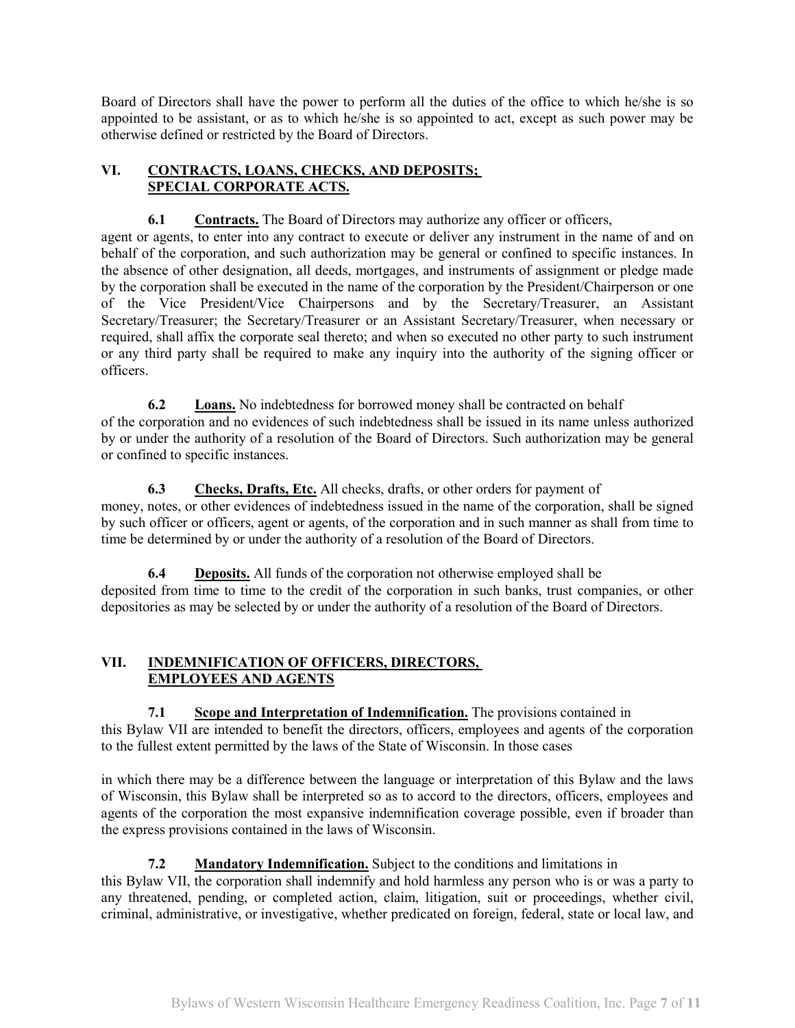Board of Directors shall have the power to perform all the duties of the office to which he/she is so appointed to be assistant, or as to which he/she is so appointed to act, except as such power may be otherwise defined or restricted by the Board of Directors.

## VI. CONTRACTS, LOANS, CHECKS, AND DEPOSITS; SPECIAL CORPORATE ACTS.

**6.1 Contracts.** The Board of Directors may authorize any officer or officers, agent or agents, to enter into any contract to execute or deliver any instrument in the name of and on behalf of the corporation, and such authorization may be general or confined to specific instances. In the absence of other designation, all deeds, mortgages, and instruments of assignment or pledge made by the corporation shall be executed in the name of the corporation by the President/Chairperson or one of the Vice President/Vice Chairpersons and by the Secretary/Treasurer, an Assistant Secretary/Treasurer; the Secretary/Treasurer or an Assistant Secretary/Treasurer, when necessary or required, shall affix the corporate seal thereto; and when so executed no other party to such instrument or any third party shall be required to make any inquiry into the authority of the signing officer or officers.

**6.2 Loans.** No indebtedness for borrowed money shall be contracted on behalf of the corporation and no evidences of such indebtedness shall be issued in its name unless authorized by or under the authority of a resolution of the Board of Directors. Such authorization may be general or confined to specific instances.

**6.3 Checks, Drafts, Etc.** All checks, drafts, or other orders for payment of money, notes, or other evidences of indebtedness issued in the name of the corporation, shall be signed by such officer or officers, agent or agents, of the corporation and in such manner as shall from time to time be determined by or under the authority of a resolution of the Board of Directors.

**6.4 Deposits.** All funds of the corporation not otherwise employed shall be deposited from time to time to the credit of the corporation in such banks, trust companies, or other depositories as may be selected by or under the authority of a resolution of the Board of Directors.

## VII. INDEMNIFICATION OF OFFICERS, DIRECTORS, EMPLOYEES AND AGENTS

**7.1 Scope and Interpretation of Indemnification.** The provisions contained in this Bylaw VII are intended to benefit the directors, officers, employees and agents of the corporation to the fullest extent permitted by the laws of the State of Wisconsin. In those cases in which there may be a difference between the language or interpretation of this Bylaw and the laws of Wisconsin, this Bylaw shall be interpreted so as to accord to the directors, officers, employees and agents of the corporation the most expansive indemnification coverage possible, even if broader than the express provisions contained in the laws of Wisconsin.

**7.2 Mandatory Indemnification.** Subject to the conditions and limitations in this Bylaw VII, the corporation shall indemnify and hold harmless any person who is or was a party to any threatened, pending, or completed action, claim, litigation, suit or proceedings, whether civil, criminal, administrative, or investigative, whether predicated on foreign, federal, state or local law, and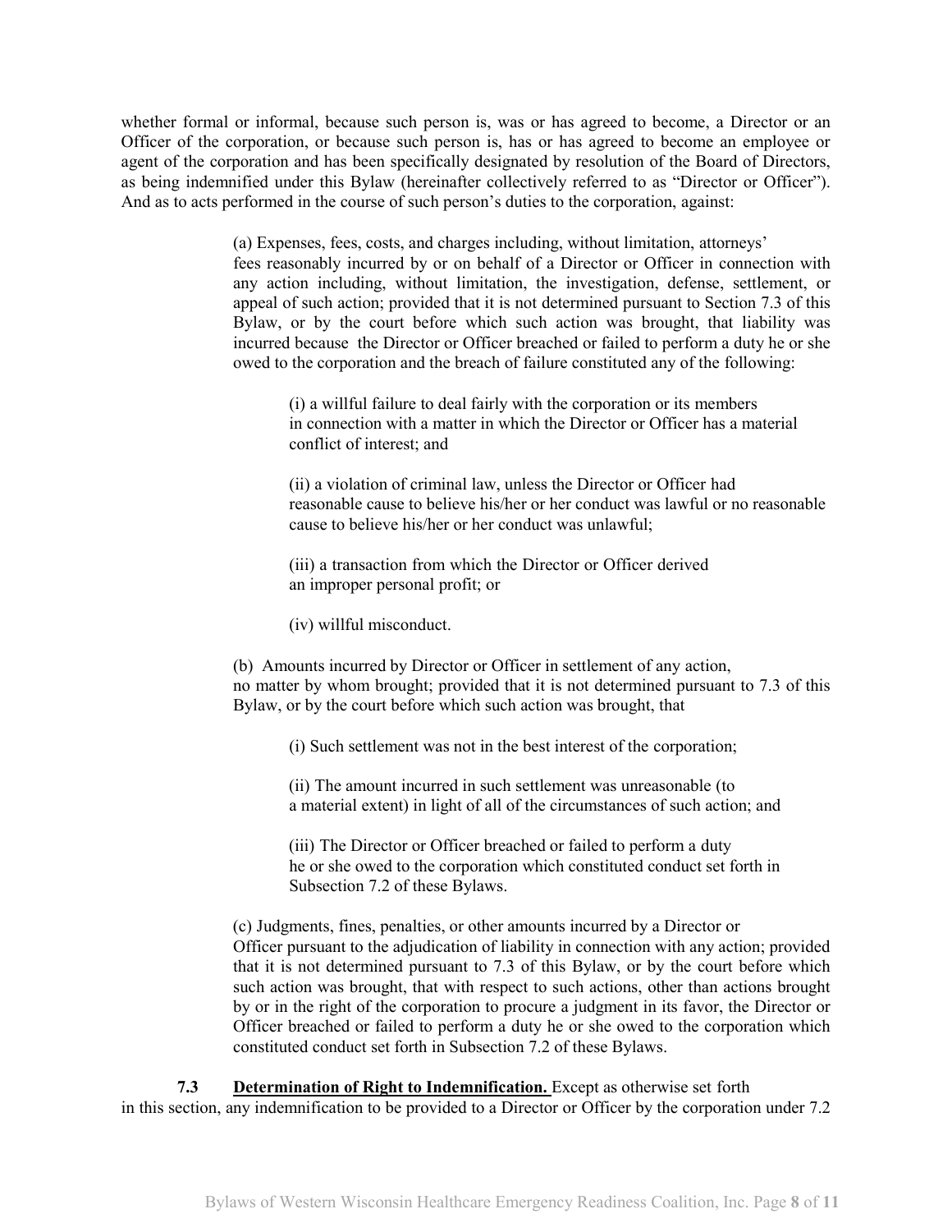whether formal or informal, because such person is, was or has agreed to become, a Director or an Officer of the corporation, or because such person is, has or has agreed to become an employee or agent of the corporation and has been specifically designated by resolution of the Board of Directors, as being indemnified under this Bylaw (hereinafter collectively referred to as "Director or Officer"). And as to acts performed in the course of such person's duties to the corporation, against:

(a) Expenses, fees, costs, and charges including, without limitation, attorneys' fees reasonably incurred by or on behalf of a Director or Officer in connection with any action including, without limitation, the investigation, defense, settlement, or appeal of such action; provided that it is not determined pursuant to Section 7.3 of this Bylaw, or by the court before which such action was brought, that liability was incurred because the Director or Officer breached or failed to perform a duty he or she owed to the corporation and the breach of failure constituted any of the following:

(i) a willful failure to deal fairly with the corporation or its members in connection with a matter in which the Director or Officer has a material conflict of interest; and

(ii) a violation of criminal law, unless the Director or Officer had reasonable cause to believe his/her or her conduct was lawful or no reasonable cause to believe his/her or her conduct was unlawful;

(iii) a transaction from which the Director or Officer derived an improper personal profit; or

(iv) willful misconduct.

(b) Amounts incurred by Director or Officer in settlement of any action, no matter by whom brought; provided that it is not determined pursuant to 7.3 of this Bylaw, or by the court before which such action was brought, that

(i) Such settlement was not in the best interest of the corporation;

(ii) The amount incurred in such settlement was unreasonable (to a material extent) in light of all of the circumstances of such action; and

(iii) The Director or Officer breached or failed to perform a duty he or she owed to the corporation which constituted conduct set forth in Subsection 7.2 of these Bylaws.

(c) Judgments, fines, penalties, or other amounts incurred by a Director or Officer pursuant to the adjudication of liability in connection with any action; provided that it is not determined pursuant to 7.3 of this Bylaw, or by the court before which such action was brought, that with respect to such actions, other than actions brought by or in the right of the corporation to procure a judgment in its favor, the Director or Officer breached or failed to perform a duty he or she owed to the corporation which constituted conduct set forth in Subsection 7.2 of these Bylaws.

**7.3** **<u>Determination of Right to Indemnification.</u>** Except as otherwise set forth in this section, any indemnification to be provided to a Director or Officer by the corporation under 7.2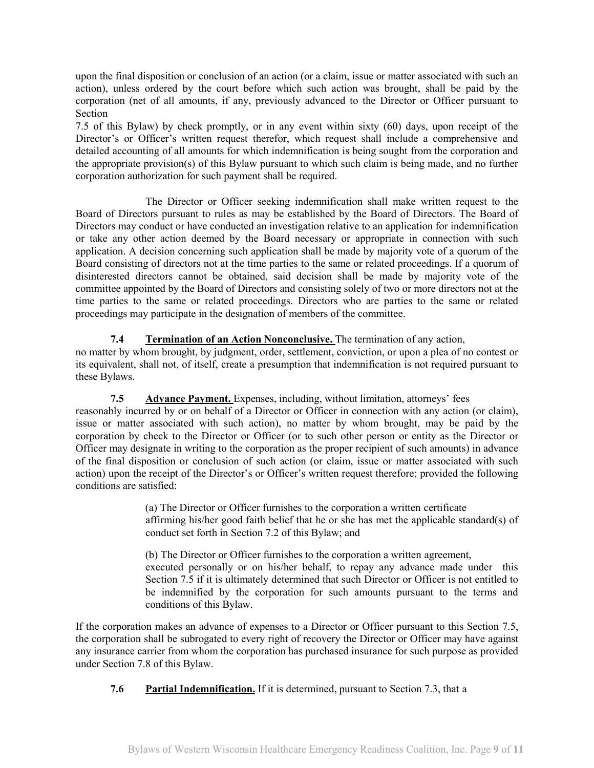upon the final disposition or conclusion of an action (or a claim, issue or matter associated with such an action), unless ordered by the court before which such action was brought, shall be paid by the corporation (net of all amounts, if any, previously advanced to the Director or Officer pursuant to Section 7.5 of this Bylaw) by check promptly, or in any event within sixty (60) days, upon receipt of the Director's or Officer's written request therefor, which request shall include a comprehensive and detailed accounting of all amounts for which indemnification is being sought from the corporation and the appropriate provision(s) of this Bylaw pursuant to which such claim is being made, and no further corporation authorization for such payment shall be required.

The Director or Officer seeking indemnification shall make written request to the Board of Directors pursuant to rules as may be established by the Board of Directors. The Board of Directors may conduct or have conducted an investigation relative to an application for indemnification or take any other action deemed by the Board necessary or appropriate in connection with such application. A decision concerning such application shall be made by majority vote of a quorum of the Board consisting of directors not at the time parties to the same or related proceedings. If a quorum of disinterested directors cannot be obtained, said decision shall be made by majority vote of the committee appointed by the Board of Directors and consisting solely of two or more directors not at the time parties to the same or related proceedings. Directors who are parties to the same or related proceedings may participate in the designation of members of the committee.

**7.4 Termination of an Action Nonconclusive.** The termination of any action, no matter by whom brought, by judgment, order, settlement, conviction, or upon a plea of no contest or its equivalent, shall not, of itself, create a presumption that indemnification is not required pursuant to these Bylaws.

**7.5 Advance Payment.** Expenses, including, without limitation, attorneys' fees reasonably incurred by or on behalf of a Director or Officer in connection with any action (or claim), issue or matter associated with such action), no matter by whom brought, may be paid by the corporation by check to the Director or Officer (or to such other person or entity as the Director or Officer may designate in writing to the corporation as the proper recipient of such amounts) in advance of the final disposition or conclusion of such action (or claim, issue or matter associated with such action) upon the receipt of the Director's or Officer's written request therefore; provided the following conditions are satisfied:

(a) The Director or Officer furnishes to the corporation a written certificate affirming his/her good faith belief that he or she has met the applicable standard(s) of conduct set forth in Section 7.2 of this Bylaw; and

(b) The Director or Officer furnishes to the corporation a written agreement, executed personally or on his/her behalf, to repay any advance made under this Section 7.5 if it is ultimately determined that such Director or Officer is not entitled to be indemnified by the corporation for such amounts pursuant to the terms and conditions of this Bylaw.

If the corporation makes an advance of expenses to a Director or Officer pursuant to this Section 7.5, the corporation shall be subrogated to every right of recovery the Director or Officer may have against any insurance carrier from whom the corporation has purchased insurance for such purpose as provided under Section 7.8 of this Bylaw.

**7.6 Partial Indemnification.** If it is determined, pursuant to Section 7.3, that a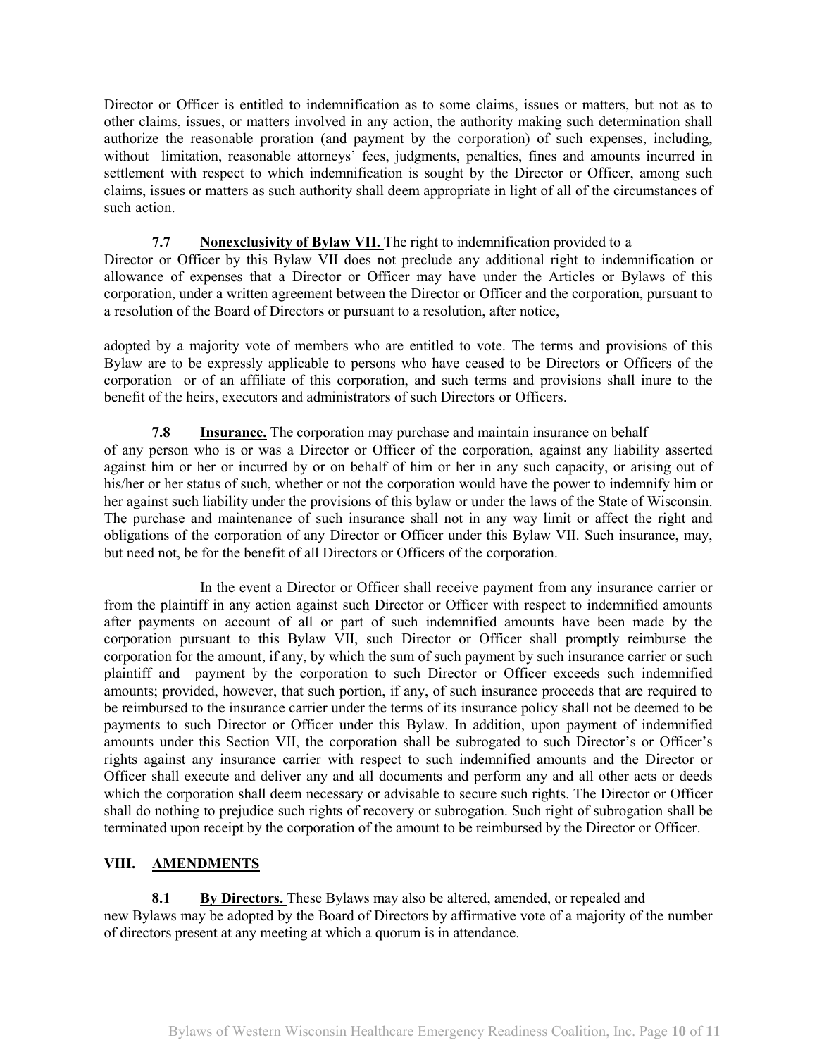Director or Officer is entitled to indemnification as to some claims, issues or matters, but not as to other claims, issues, or matters involved in any action, the authority making such determination shall authorize the reasonable proration (and payment by the corporation) of such expenses, including, without limitation, reasonable attorneys' fees, judgments, penalties, fines and amounts incurred in settlement with respect to which indemnification is sought by the Director or Officer, among such claims, issues or matters as such authority shall deem appropriate in light of all of the circumstances of such action.

**7.7 Nonexclusivity of Bylaw VII.** The right to indemnification provided to a Director or Officer by this Bylaw VII does not preclude any additional right to indemnification or allowance of expenses that a Director or Officer may have under the Articles or Bylaws of this corporation, under a written agreement between the Director or Officer and the corporation, pursuant to a resolution of the Board of Directors or pursuant to a resolution, after notice,

adopted by a majority vote of members who are entitled to vote. The terms and provisions of this Bylaw are to be expressly applicable to persons who have ceased to be Directors or Officers of the corporation or of an affiliate of this corporation, and such terms and provisions shall inure to the benefit of the heirs, executors and administrators of such Directors or Officers.

**7.8 Insurance.** The corporation may purchase and maintain insurance on behalf of any person who is or was a Director or Officer of the corporation, against any liability asserted against him or her or incurred by or on behalf of him or her in any such capacity, or arising out of his/her or her status of such, whether or not the corporation would have the power to indemnify him or her against such liability under the provisions of this bylaw or under the laws of the State of Wisconsin. The purchase and maintenance of such insurance shall not in any way limit or affect the right and obligations of the corporation of any Director or Officer under this Bylaw VII. Such insurance, may, but need not, be for the benefit of all Directors or Officers of the corporation.

In the event a Director or Officer shall receive payment from any insurance carrier or from the plaintiff in any action against such Director or Officer with respect to indemnified amounts after payments on account of all or part of such indemnified amounts have been made by the corporation pursuant to this Bylaw VII, such Director or Officer shall promptly reimburse the corporation for the amount, if any, by which the sum of such payment by such insurance carrier or such plaintiff and payment by the corporation to such Director or Officer exceeds such indemnified amounts; provided, however, that such portion, if any, of such insurance proceeds that are required to be reimbursed to the insurance carrier under the terms of its insurance policy shall not be deemed to be payments to such Director or Officer under this Bylaw. In addition, upon payment of indemnified amounts under this Section VII, the corporation shall be subrogated to such Director's or Officer's rights against any insurance carrier with respect to such indemnified amounts and the Director or Officer shall execute and deliver any and all documents and perform any and all other acts or deeds which the corporation shall deem necessary or advisable to secure such rights. The Director or Officer shall do nothing to prejudice such rights of recovery or subrogation. Such right of subrogation shall be terminated upon receipt by the corporation of the amount to be reimbursed by the Director or Officer.

## VIII. AMENDMENTS

**8.1 By Directors.** These Bylaws may also be altered, amended, or repealed and new Bylaws may be adopted by the Board of Directors by affirmative vote of a majority of the number of directors present at any meeting at which a quorum is in attendance.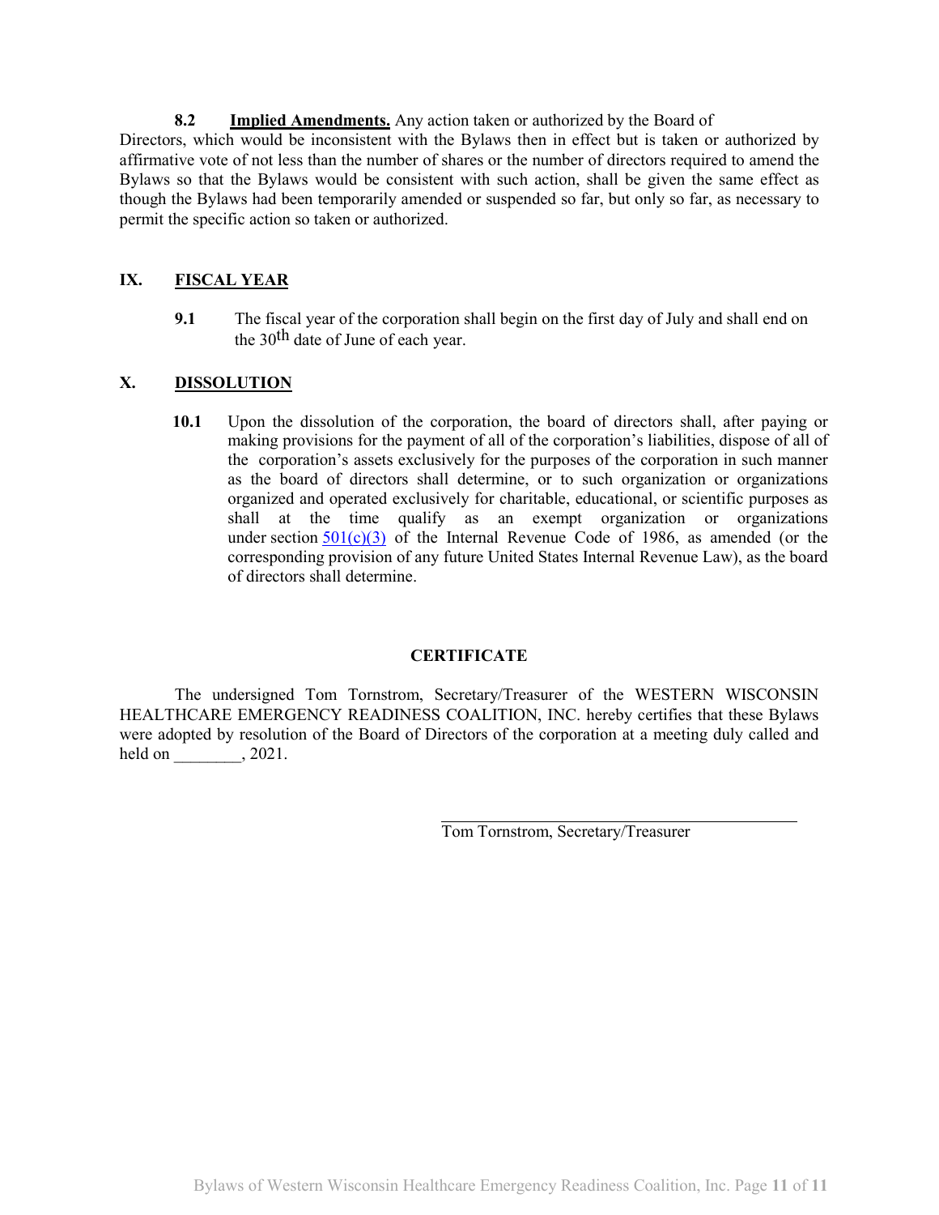**8.2 Implied Amendments.** Any action taken or authorized by the Board of Directors, which would be inconsistent with the Bylaws then in effect but is taken or authorized by affirmative vote of not less than the number of shares or the number of directors required to amend the Bylaws so that the Bylaws would be consistent with such action, shall be given the same effect as though the Bylaws had been temporarily amended or suspended so far, but only so far, as necessary to permit the specific action so taken or authorized.

## IX. FISCAL YEAR

**9.1** The fiscal year of the corporation shall begin on the first day of July and shall end on the 30th date of June of each year.

## X. DISSOLUTION

**10.1** Upon the dissolution of the corporation, the board of directors shall, after paying or making provisions for the payment of all of the corporation's liabilities, dispose of all of the corporation's assets exclusively for the purposes of the corporation in such manner as the board of directors shall determine, or to such organization or organizations organized and operated exclusively for charitable, educational, or scientific purposes as shall at the time qualify as an exempt organization or organizations under section 501(c)(3) of the Internal Revenue Code of 1986, as amended (or the corresponding provision of any future United States Internal Revenue Law), as the board of directors shall determine.

### CERTIFICATE

The undersigned Tom Tornstrom, Secretary/Treasurer of the WESTERN WISCONSIN HEALTHCARE EMERGENCY READINESS COALITION, INC. hereby certifies that these Bylaws were adopted by resolution of the Board of Directors of the corporation at a meeting duly called and held on ________, 2021.

\_\_\_\_\_\_\_\_\_\_\_\_\_\_\_\_\_\_\_\_\_\_\_\_\_\_\_\_\_\_\_\_\_\_\_\_

Tom Tornstrom, Secretary/Treasurer